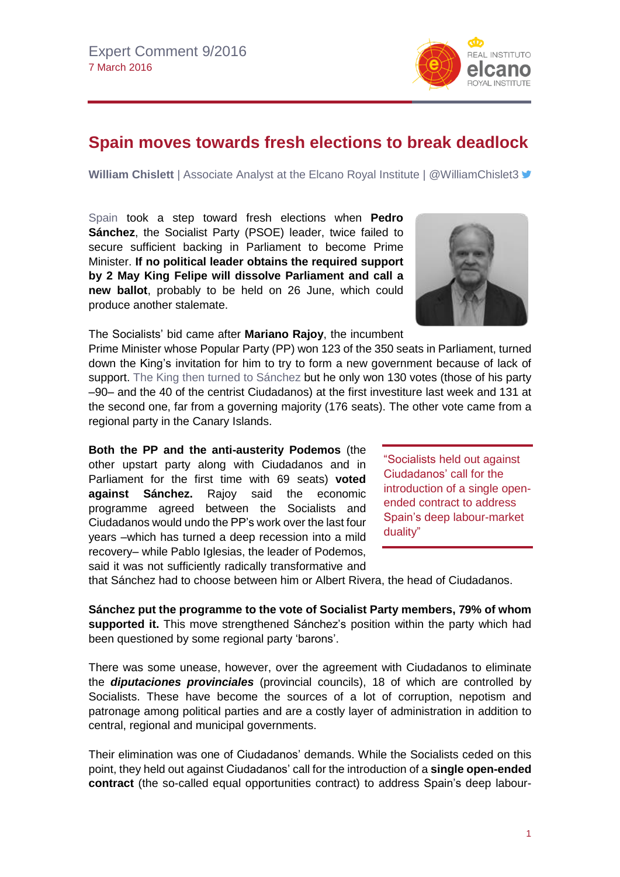Expert Comment 9/2016
7 March 2016

# Spain moves towards fresh elections to break deadlock

**William Chislett** | Associate Analyst at the Elcano Royal Institute | @WilliamChislet3

Spain took a step toward fresh elections when **Pedro Sánchez**, the Socialist Party (PSOE) leader, twice failed to secure sufficient backing in Parliament to become Prime Minister. **If no political leader obtains the required support by 2 May King Felipe will dissolve Parliament and call a new ballot**, probably to be held on 26 June, which could produce another stalemate.

The Socialists' bid came after **Mariano Rajoy**, the incumbent Prime Minister whose Popular Party (PP) won 123 of the 350 seats in Parliament, turned down the King's invitation for him to try to form a new government because of lack of support. The King then turned to Sánchez but he only won 130 votes (those of his party –90– and the 40 of the centrist Ciudadanos) at the first investiture last week and 131 at the second one, far from a governing majority (176 seats). The other vote came from a regional party in the Canary Islands.

**Both the PP and the anti-austerity Podemos** (the other upstart party along with Ciudadanos and in Parliament for the first time with 69 seats) **voted against Sánchez.** Rajoy said the economic programme agreed between the Socialists and Ciudadanos would undo the PP's work over the last four years –which has turned a deep recession into a mild recovery– while Pablo Iglesias, the leader of Podemos, said it was not sufficiently radically transformative and that Sánchez had to choose between him or Albert Rivera, the head of Ciudadanos.

> "Socialists held out against Ciudadanos' call for the introduction of a single open-ended contract to address Spain's deep labour-market duality"

**Sánchez put the programme to the vote of Socialist Party members, 79% of whom supported it.** This move strengthened Sánchez's position within the party which had been questioned by some regional party 'barons'.

There was some unease, however, over the agreement with Ciudadanos to eliminate the ***diputaciones provinciales*** (provincial councils), 18 of which are controlled by Socialists. These have become the sources of a lot of corruption, nepotism and patronage among political parties and are a costly layer of administration in addition to central, regional and municipal governments.

Their elimination was one of Ciudadanos' demands. While the Socialists ceded on this point, they held out against Ciudadanos' call for the introduction of a **single open-ended contract** (the so-called equal opportunities contract) to address Spain's deep labour-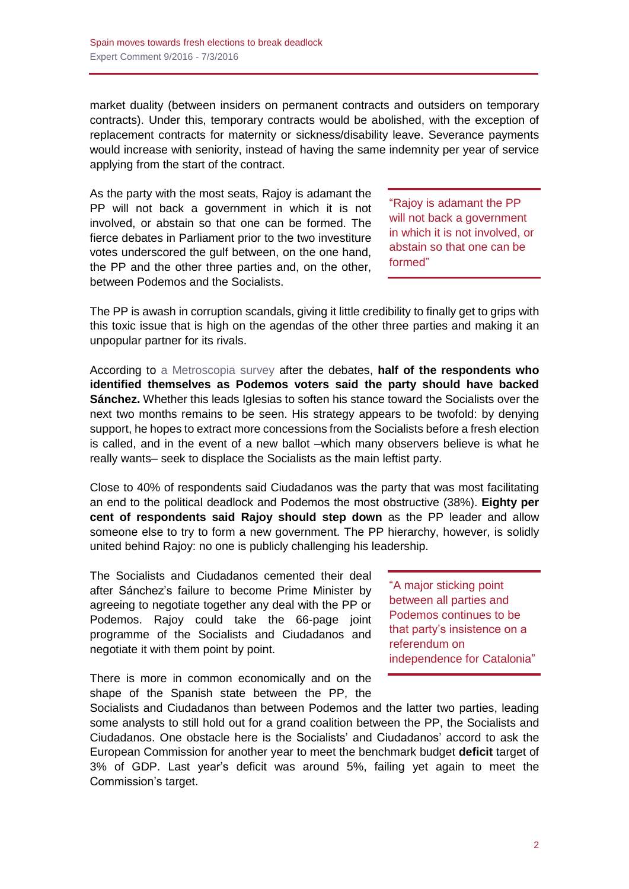market duality (between insiders on permanent contracts and outsiders on temporary contracts). Under this, temporary contracts would be abolished, with the exception of replacement contracts for maternity or sickness/disability leave. Severance payments would increase with seniority, instead of having the same indemnity per year of service applying from the start of the contract.

As the party with the most seats, Rajoy is adamant the PP will not back a government in which it is not involved, or abstain so that one can be formed. The fierce debates in Parliament prior to the two investiture votes underscored the gulf between, on the one hand, the PP and the other three parties and, on the other, between Podemos and the Socialists.

> "Rajoy is adamant the PP will not back a government in which it is not involved, or abstain so that one can be formed"

The PP is awash in corruption scandals, giving it little credibility to finally get to grips with this toxic issue that is high on the agendas of the other three parties and making it an unpopular partner for its rivals.

According to a Metroscopia survey after the debates, **half of the respondents who identified themselves as Podemos voters said the party should have backed Sánchez.** Whether this leads Iglesias to soften his stance toward the Socialists over the next two months remains to be seen. His strategy appears to be twofold: by denying support, he hopes to extract more concessions from the Socialists before a fresh election is called, and in the event of a new ballot –which many observers believe is what he really wants– seek to displace the Socialists as the main leftist party.

Close to 40% of respondents said Ciudadanos was the party that was most facilitating an end to the political deadlock and Podemos the most obstructive (38%). **Eighty per cent of respondents said Rajoy should step down** as the PP leader and allow someone else to try to form a new government. The PP hierarchy, however, is solidly united behind Rajoy: no one is publicly challenging his leadership.

The Socialists and Ciudadanos cemented their deal after Sánchez's failure to become Prime Minister by agreeing to negotiate together any deal with the PP or Podemos. Rajoy could take the 66-page joint programme of the Socialists and Ciudadanos and negotiate it with them point by point.

> "A major sticking point between all parties and Podemos continues to be that party's insistence on a referendum on independence for Catalonia"

There is more in common economically and on the shape of the Spanish state between the PP, the Socialists and Ciudadanos than between Podemos and the latter two parties, leading some analysts to still hold out for a grand coalition between the PP, the Socialists and Ciudadanos. One obstacle here is the Socialists' and Ciudadanos' accord to ask the European Commission for another year to meet the benchmark budget **deficit** target of 3% of GDP. Last year's deficit was around 5%, failing yet again to meet the Commission's target.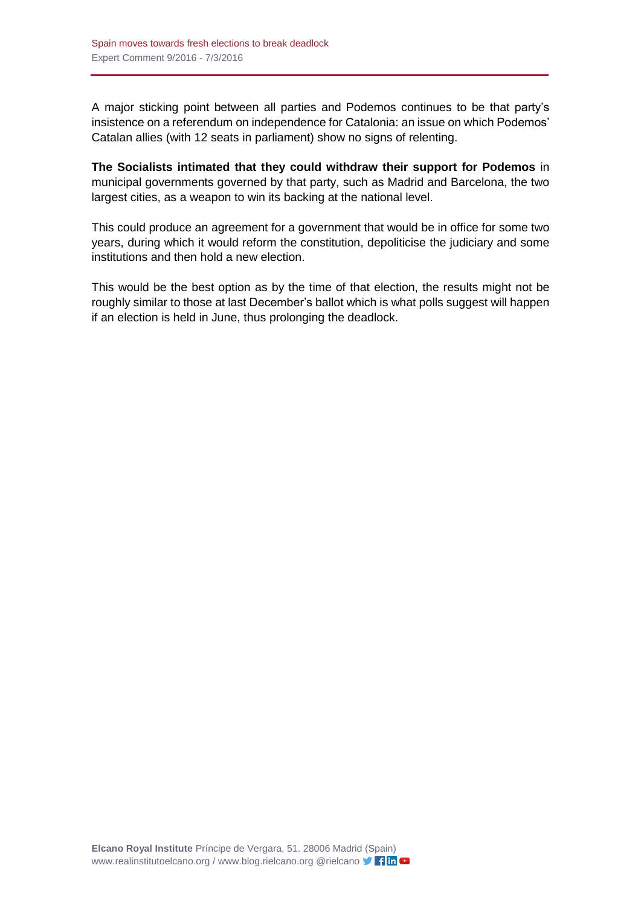A major sticking point between all parties and Podemos continues to be that party's insistence on a referendum on independence for Catalonia: an issue on which Podemos' Catalan allies (with 12 seats in parliament) show no signs of relenting.

**The Socialists intimated that they could withdraw their support for Podemos** in municipal governments governed by that party, such as Madrid and Barcelona, the two largest cities, as a weapon to win its backing at the national level.

This could produce an agreement for a government that would be in office for some two years, during which it would reform the constitution, depoliticise the judiciary and some institutions and then hold a new election.

This would be the best option as by the time of that election, the results might not be roughly similar to those at last December's ballot which is what polls suggest will happen if an election is held in June, thus prolonging the deadlock.